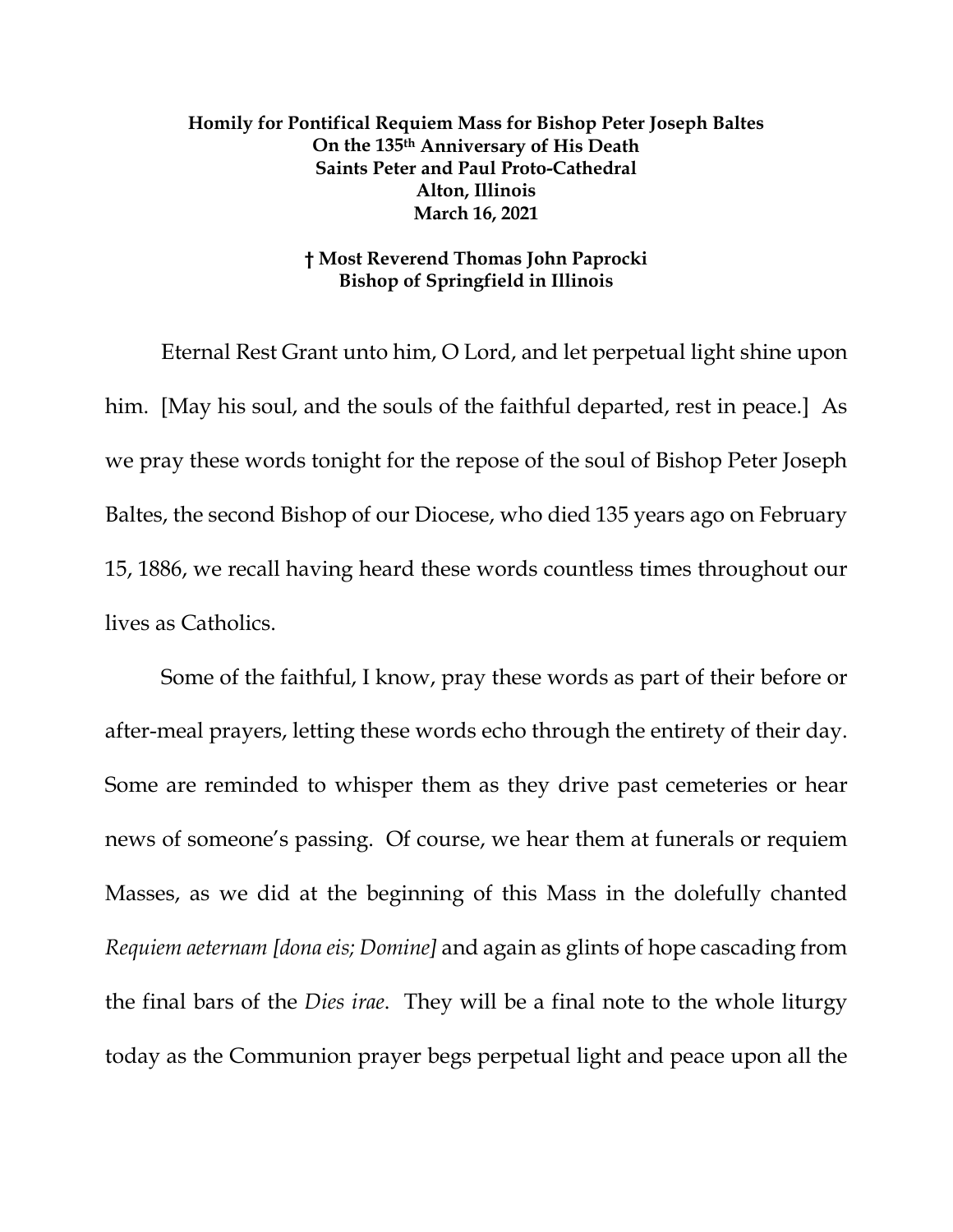**Homily for Pontifical Requiem Mass for Bishop Peter Joseph Baltes**
**On the 135th Anniversary of His Death**
**Saints Peter and Paul Proto-Cathedral**
**Alton, Illinois**
**March 16, 2021**

**† Most Reverend Thomas John Paprocki**
**Bishop of Springfield in Illinois**

Eternal Rest Grant unto him, O Lord, and let perpetual light shine upon him. [May his soul, and the souls of the faithful departed, rest in peace.] As we pray these words tonight for the repose of the soul of Bishop Peter Joseph Baltes, the second Bishop of our Diocese, who died 135 years ago on February 15, 1886, we recall having heard these words countless times throughout our lives as Catholics.

Some of the faithful, I know, pray these words as part of their before or after-meal prayers, letting these words echo through the entirety of their day. Some are reminded to whisper them as they drive past cemeteries or hear news of someone's passing. Of course, we hear them at funerals or requiem Masses, as we did at the beginning of this Mass in the dolefully chanted *Requiem aeternam [dona eis; Domine]* and again as glints of hope cascading from the final bars of the *Dies irae*. They will be a final note to the whole liturgy today as the Communion prayer begs perpetual light and peace upon all the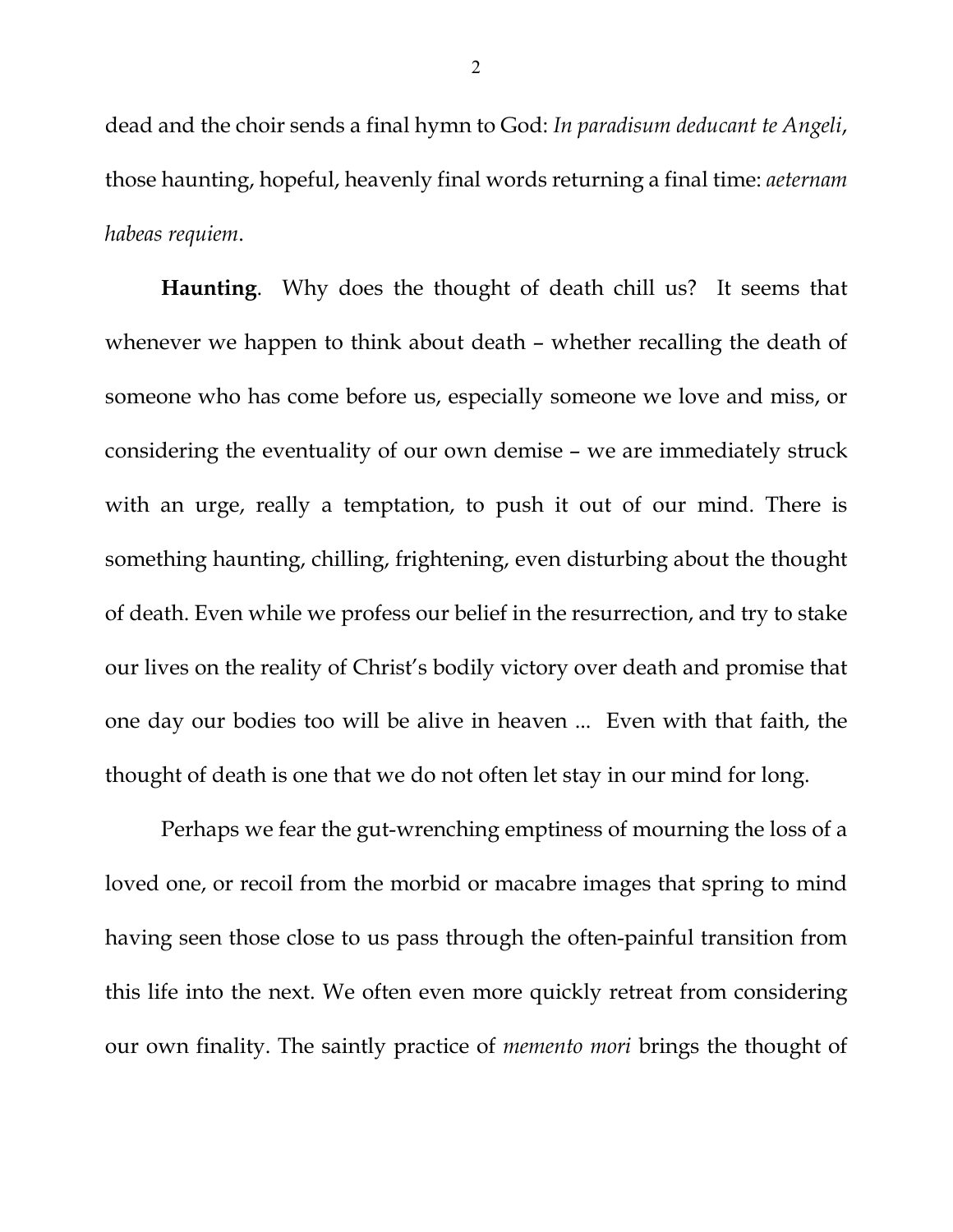dead and the choir sends a final hymn to God: *In paradisum deducant te Angeli*, those haunting, hopeful, heavenly final words returning a final time: *aeternam habeas requiem*.

**Haunting**. Why does the thought of death chill us? It seems that whenever we happen to think about death – whether recalling the death of someone who has come before us, especially someone we love and miss, or considering the eventuality of our own demise – we are immediately struck with an urge, really a temptation, to push it out of our mind. There is something haunting, chilling, frightening, even disturbing about the thought of death. Even while we profess our belief in the resurrection, and try to stake our lives on the reality of Christ's bodily victory over death and promise that one day our bodies too will be alive in heaven ... Even with that faith, the thought of death is one that we do not often let stay in our mind for long.

Perhaps we fear the gut-wrenching emptiness of mourning the loss of a loved one, or recoil from the morbid or macabre images that spring to mind having seen those close to us pass through the often-painful transition from this life into the next. We often even more quickly retreat from considering our own finality. The saintly practice of *memento mori* brings the thought of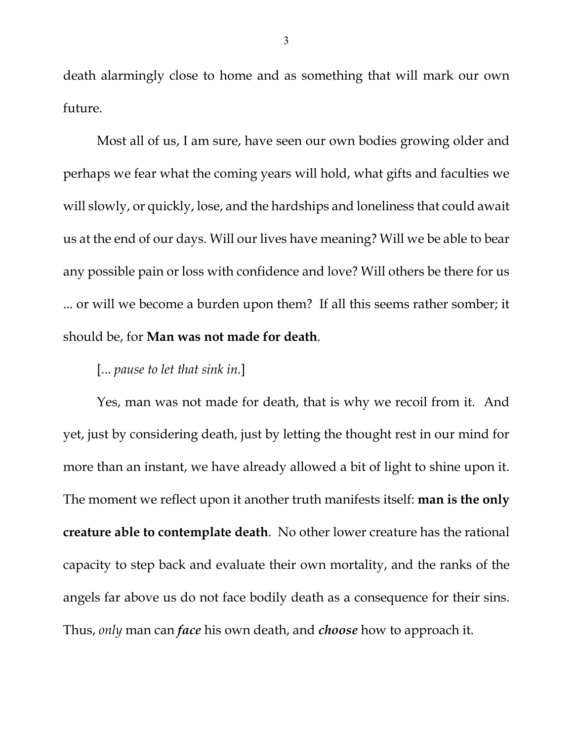death alarmingly close to home and as something that will mark our own future.

Most all of us, I am sure, have seen our own bodies growing older and perhaps we fear what the coming years will hold, what gifts and faculties we will slowly, or quickly, lose, and the hardships and loneliness that could await us at the end of our days. Will our lives have meaning? Will we be able to bear any possible pain or loss with confidence and love? Will others be there for us ... or will we become a burden upon them? If all this seems rather somber; it should be, for **Man was not made for death**.

[... *pause to let that sink in.*]

Yes, man was not made for death, that is why we recoil from it. And yet, just by considering death, just by letting the thought rest in our mind for more than an instant, we have already allowed a bit of light to shine upon it. The moment we reflect upon it another truth manifests itself: **man is the only creature able to contemplate death**. No other lower creature has the rational capacity to step back and evaluate their own mortality, and the ranks of the angels far above us do not face bodily death as a consequence for their sins. Thus, *only* man can ***face*** his own death, and ***choose*** how to approach it.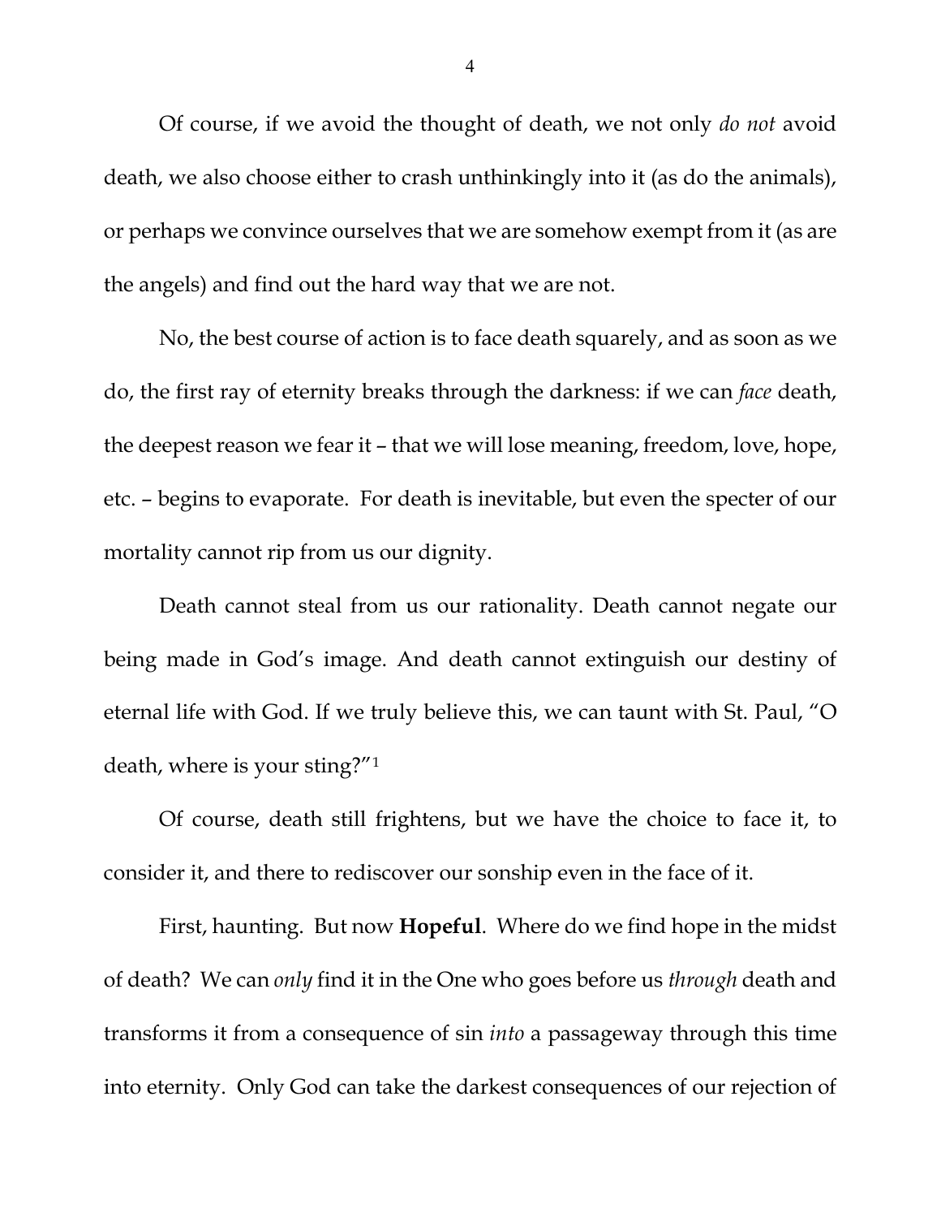Of course, if we avoid the thought of death, we not only *do not* avoid death, we also choose either to crash unthinkingly into it (as do the animals), or perhaps we convince ourselves that we are somehow exempt from it (as are the angels) and find out the hard way that we are not.

No, the best course of action is to face death squarely, and as soon as we do, the first ray of eternity breaks through the darkness: if we can *face* death, the deepest reason we fear it – that we will lose meaning, freedom, love, hope, etc. – begins to evaporate. For death is inevitable, but even the specter of our mortality cannot rip from us our dignity.

Death cannot steal from us our rationality. Death cannot negate our being made in God's image. And death cannot extinguish our destiny of eternal life with God. If we truly believe this, we can taunt with St. Paul, "O death, where is your sting?"[1]

Of course, death still frightens, but we have the choice to face it, to consider it, and there to rediscover our sonship even in the face of it.

First, haunting. But now **Hopeful**. Where do we find hope in the midst of death? We can *only* find it in the One who goes before us *through* death and transforms it from a consequence of sin *into* a passageway through this time into eternity. Only God can take the darkest consequences of our rejection of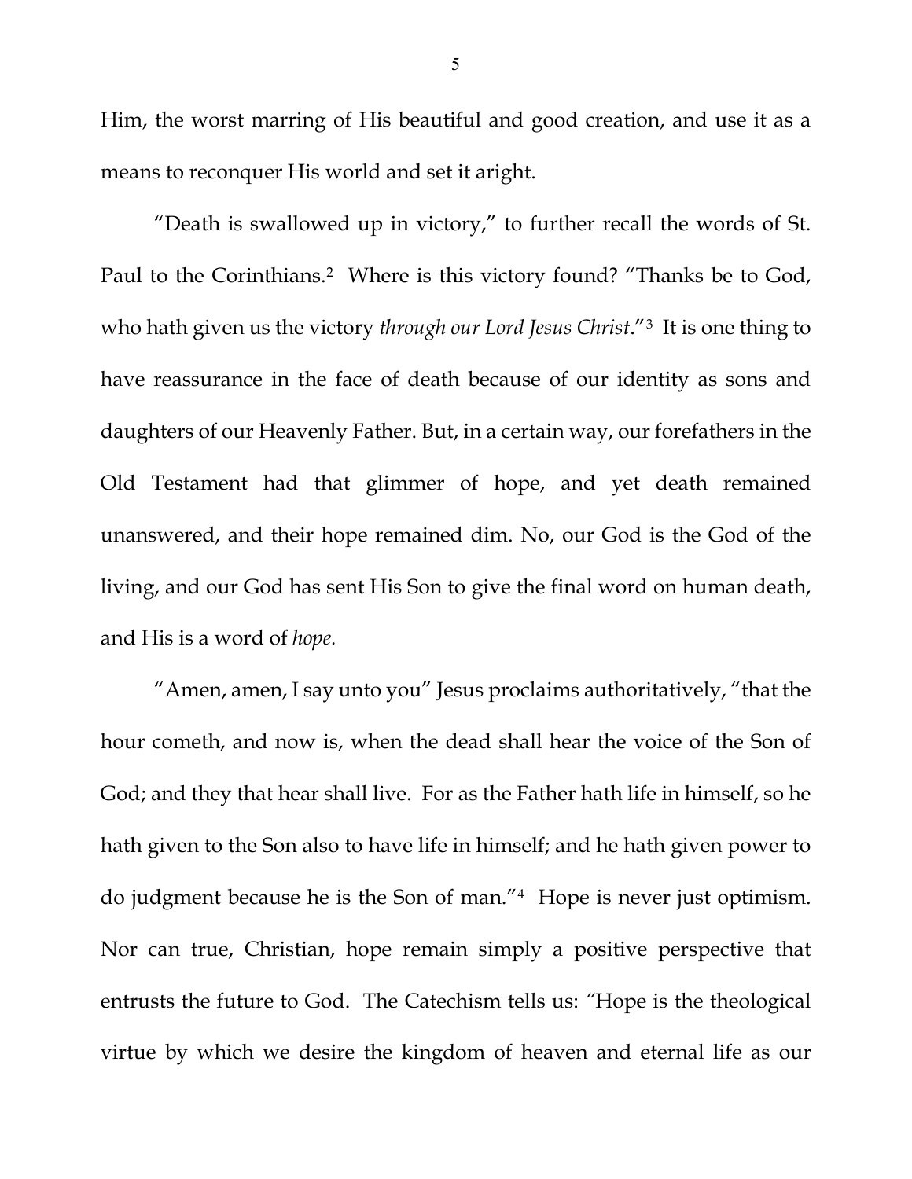Him, the worst marring of His beautiful and good creation, and use it as a means to reconquer His world and set it aright.

"Death is swallowed up in victory," to further recall the words of St. Paul to the Corinthians.[2] Where is this victory found? "Thanks be to God, who hath given us the victory *through our Lord Jesus Christ*."[3] It is one thing to have reassurance in the face of death because of our identity as sons and daughters of our Heavenly Father. But, in a certain way, our forefathers in the Old Testament had that glimmer of hope, and yet death remained unanswered, and their hope remained dim. No, our God is the God of the living, and our God has sent His Son to give the final word on human death, and His is a word of *hope.*

"Amen, amen, I say unto you" Jesus proclaims authoritatively, "that the hour cometh, and now is, when the dead shall hear the voice of the Son of God; and they that hear shall live. For as the Father hath life in himself, so he hath given to the Son also to have life in himself; and he hath given power to do judgment because he is the Son of man."[4] Hope is never just optimism. Nor can true, Christian, hope remain simply a positive perspective that entrusts the future to God. The Catechism tells us: "Hope is the theological virtue by which we desire the kingdom of heaven and eternal life as our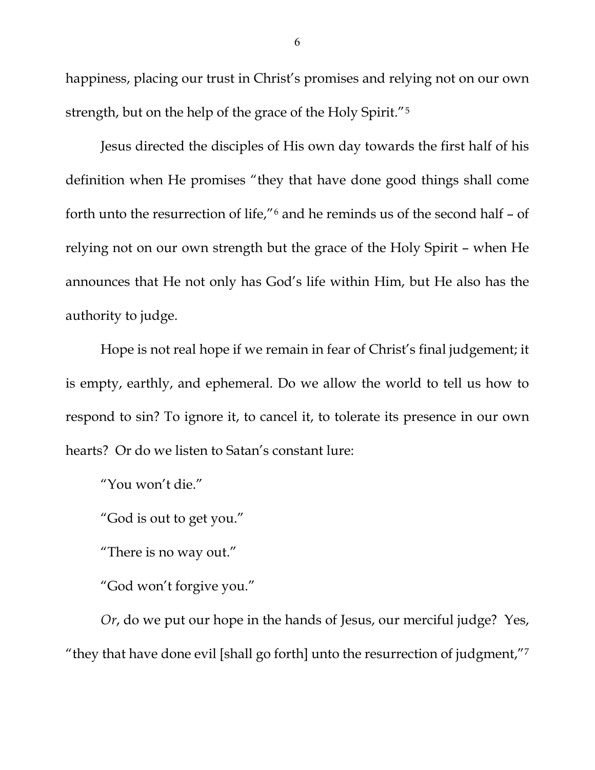happiness, placing our trust in Christ's promises and relying not on our own strength, but on the help of the grace of the Holy Spirit."[5]

Jesus directed the disciples of His own day towards the first half of his definition when He promises "they that have done good things shall come forth unto the resurrection of life,"[6] and he reminds us of the second half – of relying not on our own strength but the grace of the Holy Spirit – when He announces that He not only has God's life within Him, but He also has the authority to judge.

Hope is not real hope if we remain in fear of Christ's final judgement; it is empty, earthly, and ephemeral. Do we allow the world to tell us how to respond to sin? To ignore it, to cancel it, to tolerate its presence in our own hearts? Or do we listen to Satan's constant lure:

"You won't die."

"God is out to get you."

"There is no way out."

"God won't forgive you."

*Or*, do we put our hope in the hands of Jesus, our merciful judge? Yes, "they that have done evil [shall go forth] unto the resurrection of judgment,"[7]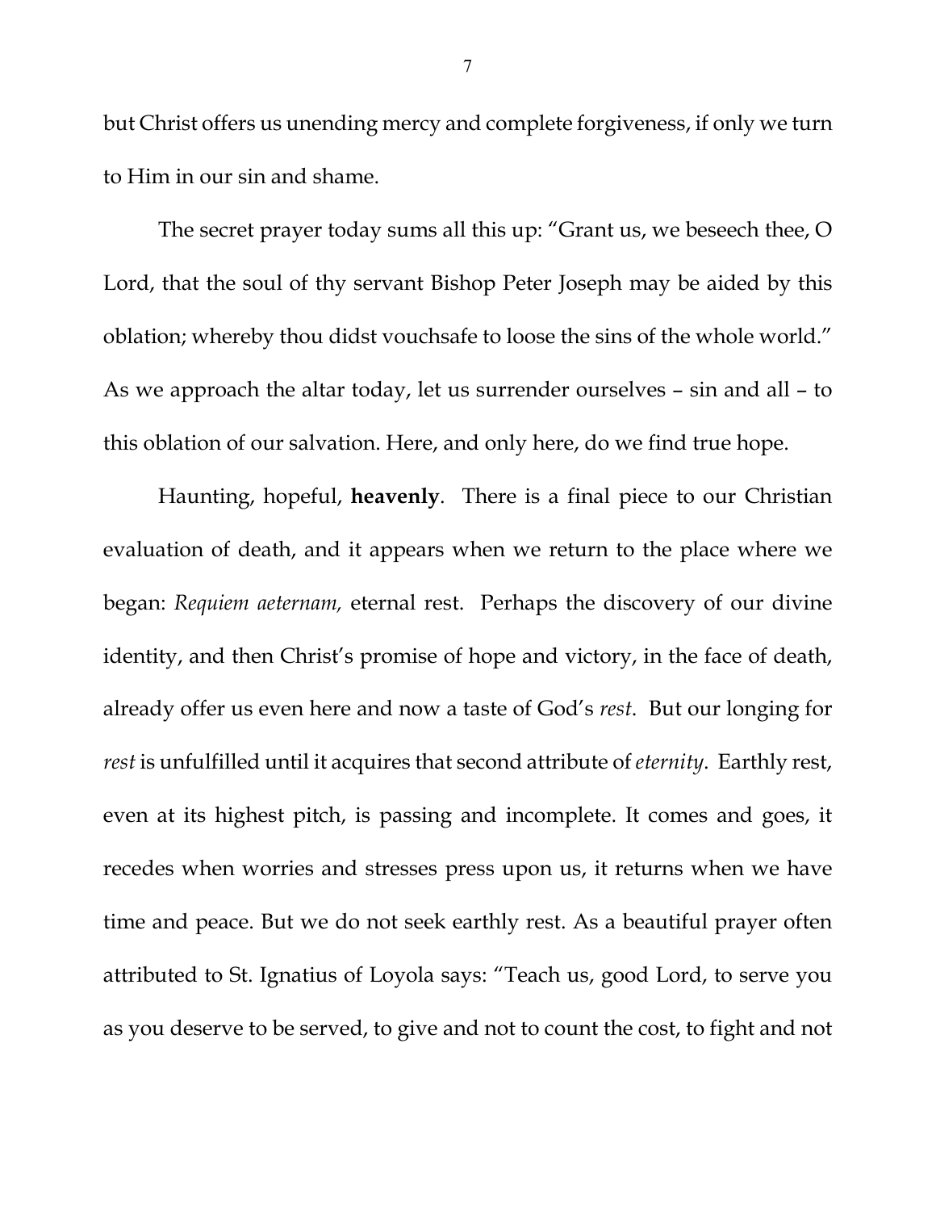but Christ offers us unending mercy and complete forgiveness, if only we turn to Him in our sin and shame.

The secret prayer today sums all this up: "Grant us, we beseech thee, O Lord, that the soul of thy servant Bishop Peter Joseph may be aided by this oblation; whereby thou didst vouchsafe to loose the sins of the whole world." As we approach the altar today, let us surrender ourselves – sin and all – to this oblation of our salvation. Here, and only here, do we find true hope.

Haunting, hopeful, **heavenly**. There is a final piece to our Christian evaluation of death, and it appears when we return to the place where we began: *Requiem aeternam,* eternal rest. Perhaps the discovery of our divine identity, and then Christ's promise of hope and victory, in the face of death, already offer us even here and now a taste of God's *rest*. But our longing for *rest* is unfulfilled until it acquires that second attribute of *eternity*. Earthly rest, even at its highest pitch, is passing and incomplete. It comes and goes, it recedes when worries and stresses press upon us, it returns when we have time and peace. But we do not seek earthly rest. As a beautiful prayer often attributed to St. Ignatius of Loyola says: "Teach us, good Lord, to serve you as you deserve to be served, to give and not to count the cost, to fight and not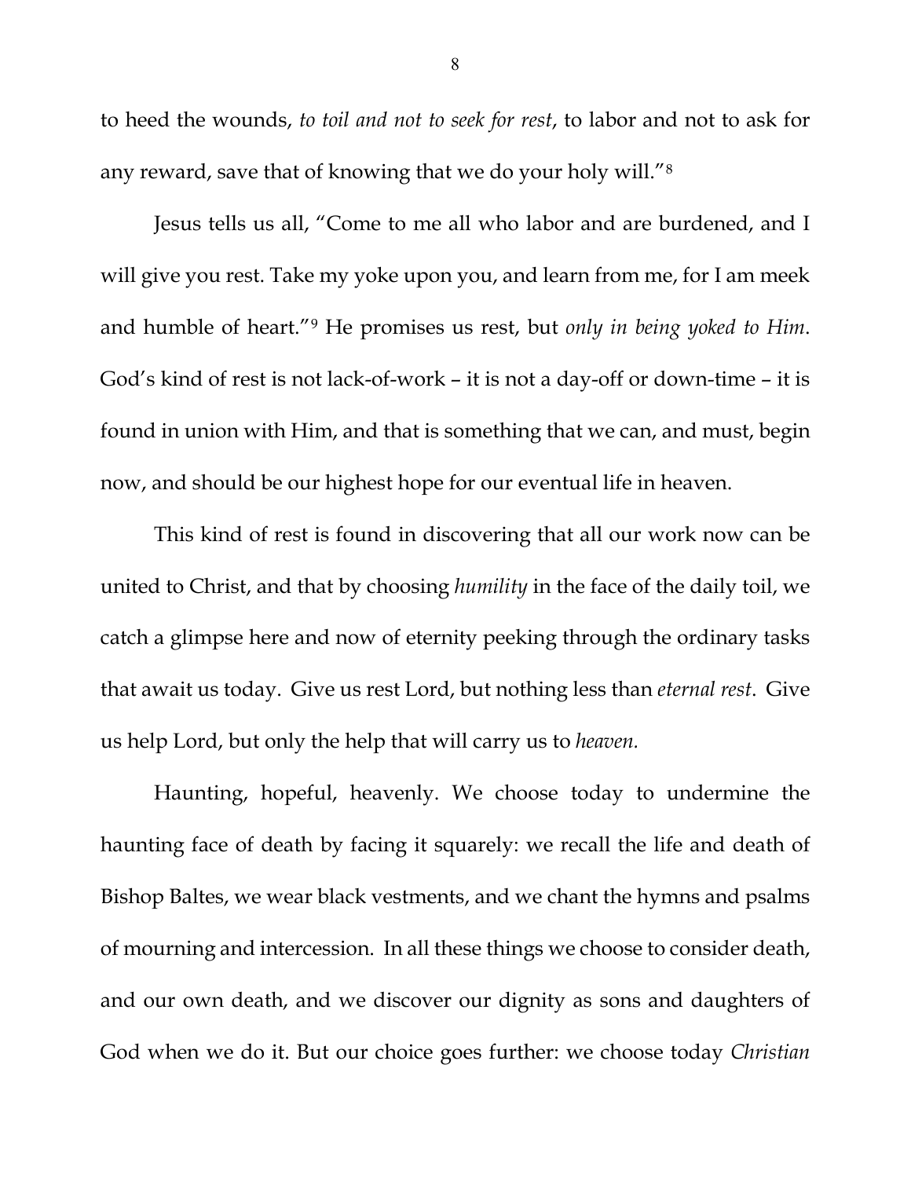to heed the wounds, *to toil and not to seek for rest*, to labor and not to ask for any reward, save that of knowing that we do your holy will."[8]

Jesus tells us all, "Come to me all who labor and are burdened, and I will give you rest. Take my yoke upon you, and learn from me, for I am meek and humble of heart."[9] He promises us rest, but *only in being yoked to Him*. God's kind of rest is not lack-of-work – it is not a day-off or down-time – it is found in union with Him, and that is something that we can, and must, begin now, and should be our highest hope for our eventual life in heaven.

This kind of rest is found in discovering that all our work now can be united to Christ, and that by choosing *humility* in the face of the daily toil, we catch a glimpse here and now of eternity peeking through the ordinary tasks that await us today. Give us rest Lord, but nothing less than *eternal rest*. Give us help Lord, but only the help that will carry us to *heaven.*

Haunting, hopeful, heavenly. We choose today to undermine the haunting face of death by facing it squarely: we recall the life and death of Bishop Baltes, we wear black vestments, and we chant the hymns and psalms of mourning and intercession. In all these things we choose to consider death, and our own death, and we discover our dignity as sons and daughters of God when we do it. But our choice goes further: we choose today *Christian*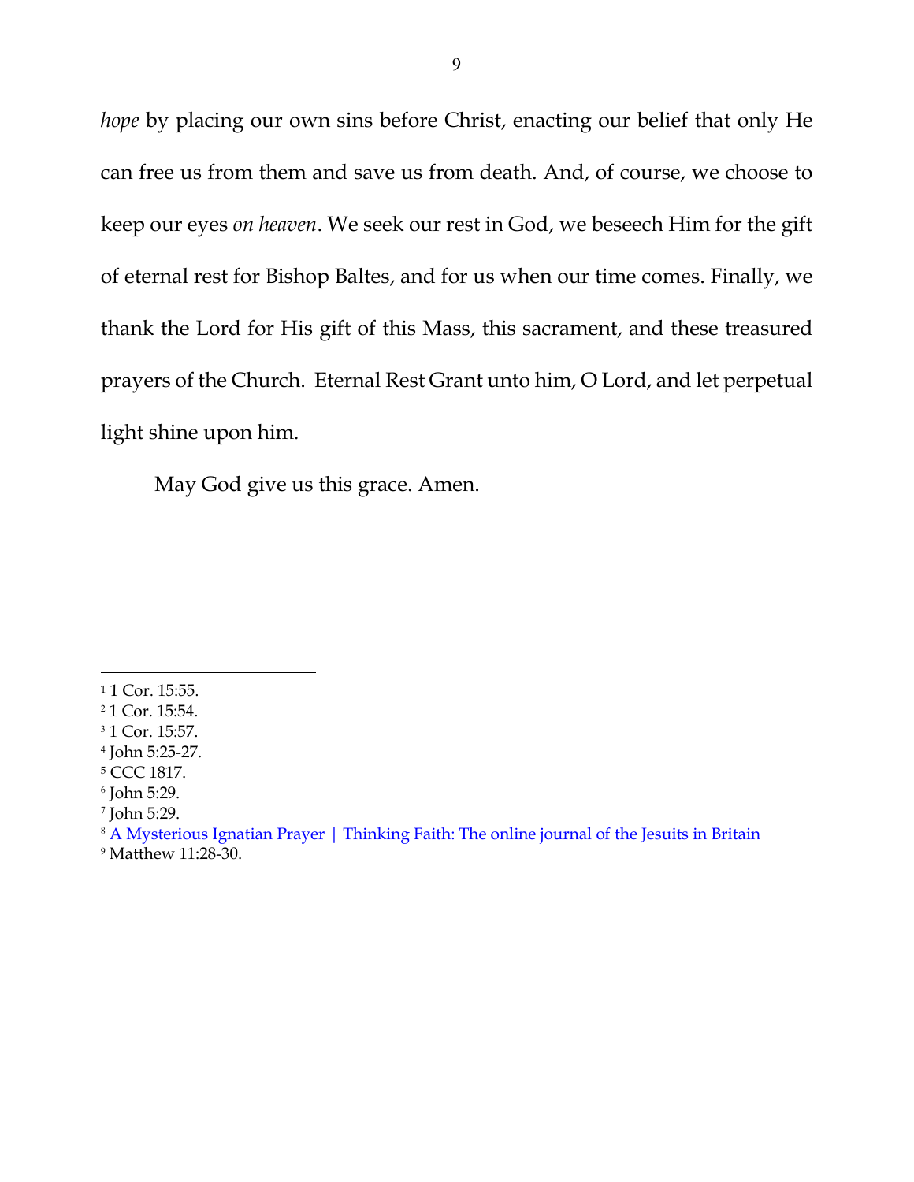*hope* by placing our own sins before Christ, enacting our belief that only He can free us from them and save us from death. And, of course, we choose to keep our eyes *on heaven*. We seek our rest in God, we beseech Him for the gift of eternal rest for Bishop Baltes, and for us when our time comes. Finally, we thank the Lord for His gift of this Mass, this sacrament, and these treasured prayers of the Church. Eternal Rest Grant unto him, O Lord, and let perpetual light shine upon him.

May God give us this grace. Amen.

---

[1] 1 Cor. 15:55.
[2] 1 Cor. 15:54.
[3] 1 Cor. 15:57.
[4] John 5:25-27.
[5] CCC 1817.
[6] John 5:29.
[7] John 5:29.
[8] A Mysterious Ignatian Prayer | Thinking Faith: The online journal of the Jesuits in Britain
[9] Matthew 11:28-30.